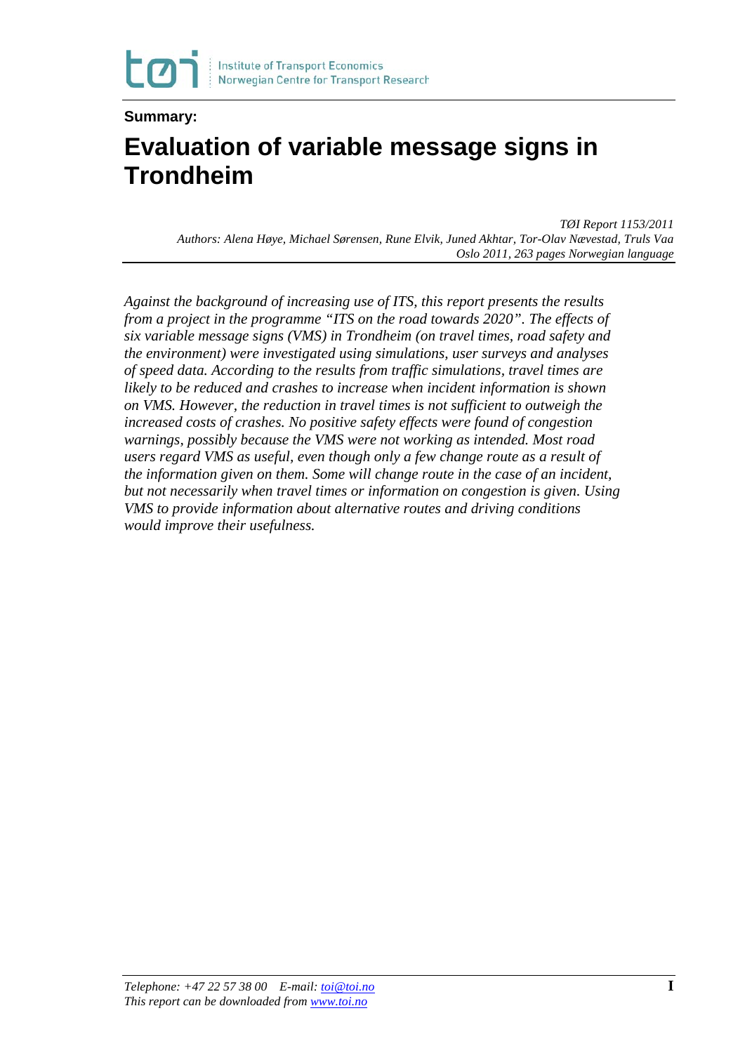Institute of Transport Economics
Norwegian Centre for Transport Research

**Summary:**

# Evaluation of variable message signs in Trondheim

*TØI Report 1153/2011*
*Authors: Alena Høye, Michael Sørensen, Rune Elvik, Juned Akhtar, Tor-Olav Nævestad, Truls Vaa*
*Oslo 2011, 263 pages Norwegian language*

*Against the background of increasing use of ITS, this report presents the results from a project in the programme "ITS on the road towards 2020". The effects of six variable message signs (VMS) in Trondheim (on travel times, road safety and the environment) were investigated using simulations, user surveys and analyses of speed data. According to the results from traffic simulations, travel times are likely to be reduced and crashes to increase when incident information is shown on VMS. However, the reduction in travel times is not sufficient to outweigh the increased costs of crashes. No positive safety effects were found of congestion warnings, possibly because the VMS were not working as intended. Most road users regard VMS as useful, even though only a few change route as a result of the information given on them. Some will change route in the case of an incident, but not necessarily when travel times or information on congestion is given. Using VMS to provide information about alternative routes and driving conditions would improve their usefulness.*

*Telephone: +47 22 57 38 00 E-mail: toi@toi.no*
*This report can be downloaded from www.toi.no*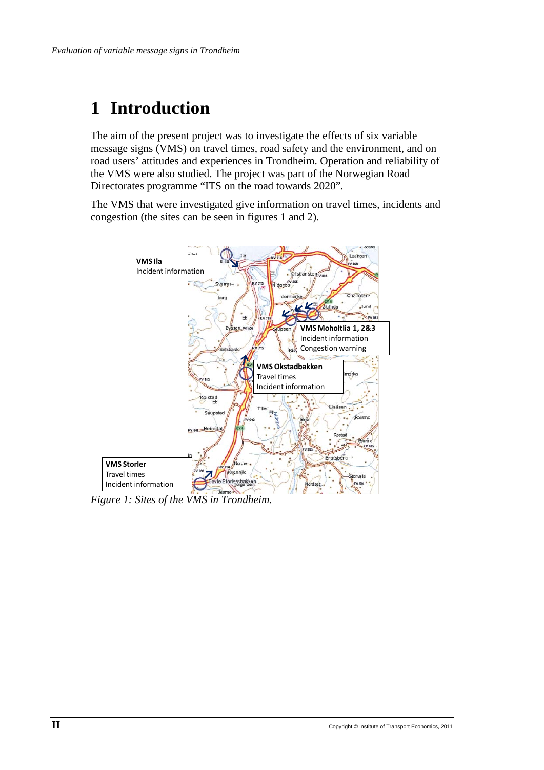# 1 Introduction

The aim of the present project was to investigate the effects of six variable message signs (VMS) on travel times, road safety and the environment, and on road users' attitudes and experiences in Trondheim. Operation and reliability of the VMS were also studied. The project was part of the Norwegian Road Directorates programme "ITS on the road towards 2020".

The VMS that were investigated give information on travel times, incidents and congestion (the sites can be seen in figures 1 and 2).

*Figure 1: Sites of the VMS in Trondheim.*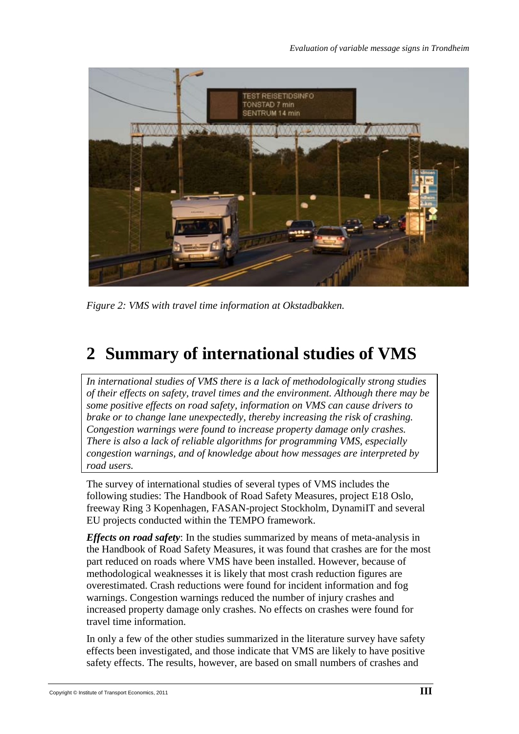*Figure 2: VMS with travel time information at Okstadbakken.*

# 2 Summary of international studies of VMS

*In international studies of VMS there is a lack of methodologically strong studies of their effects on safety, travel times and the environment. Although there may be some positive effects on road safety, information on VMS can cause drivers to brake or to change lane unexpectedly, thereby increasing the risk of crashing. Congestion warnings were found to increase property damage only crashes. There is also a lack of reliable algorithms for programming VMS, especially congestion warnings, and of knowledge about how messages are interpreted by road users.*

The survey of international studies of several types of VMS includes the following studies: The Handbook of Road Safety Measures, project E18 Oslo, freeway Ring 3 Kopenhagen, FASAN-project Stockholm, DynamiIT and several EU projects conducted within the TEMPO framework.

***Effects on road safety***: In the studies summarized by means of meta-analysis in the Handbook of Road Safety Measures, it was found that crashes are for the most part reduced on roads where VMS have been installed. However, because of methodological weaknesses it is likely that most crash reduction figures are overestimated. Crash reductions were found for incident information and fog warnings. Congestion warnings reduced the number of injury crashes and increased property damage only crashes. No effects on crashes were found for travel time information.

In only a few of the other studies summarized in the literature survey have safety effects been investigated, and those indicate that VMS are likely to have positive safety effects. The results, however, are based on small numbers of crashes and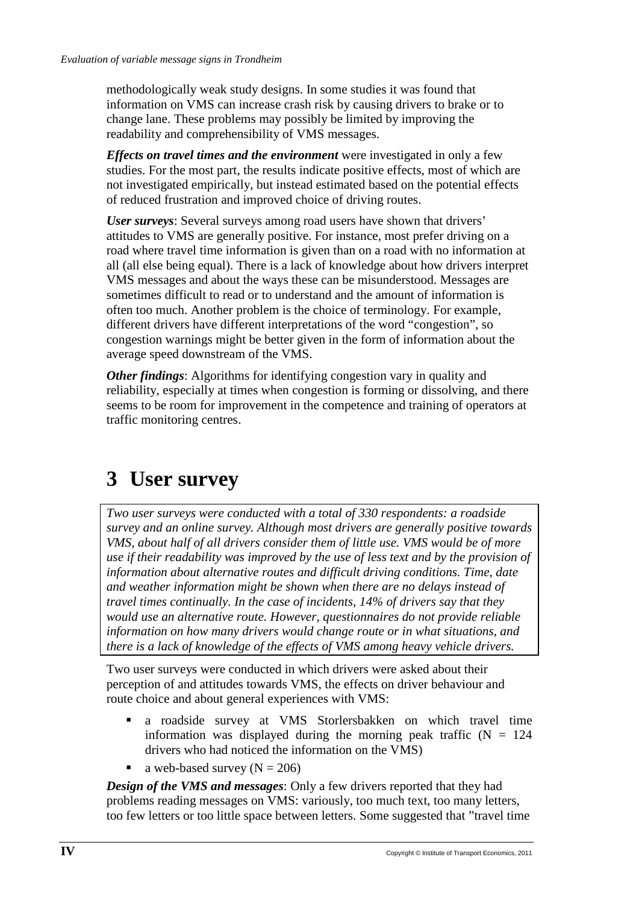methodologically weak study designs. In some studies it was found that information on VMS can increase crash risk by causing drivers to brake or to change lane. These problems may possibly be limited by improving the readability and comprehensibility of VMS messages.

***Effects on travel times and the environment*** were investigated in only a few studies. For the most part, the results indicate positive effects, most of which are not investigated empirically, but instead estimated based on the potential effects of reduced frustration and improved choice of driving routes.

***User surveys***: Several surveys among road users have shown that drivers' attitudes to VMS are generally positive. For instance, most prefer driving on a road where travel time information is given than on a road with no information at all (all else being equal). There is a lack of knowledge about how drivers interpret VMS messages and about the ways these can be misunderstood. Messages are sometimes difficult to read or to understand and the amount of information is often too much. Another problem is the choice of terminology. For example, different drivers have different interpretations of the word "congestion", so congestion warnings might be better given in the form of information about the average speed downstream of the VMS.

***Other findings***: Algorithms for identifying congestion vary in quality and reliability, especially at times when congestion is forming or dissolving, and there seems to be room for improvement in the competence and training of operators at traffic monitoring centres.

# 3 User survey

*Two user surveys were conducted with a total of 330 respondents: a roadside survey and an online survey. Although most drivers are generally positive towards VMS, about half of all drivers consider them of little use. VMS would be of more use if their readability was improved by the use of less text and by the provision of information about alternative routes and difficult driving conditions. Time, date and weather information might be shown when there are no delays instead of travel times continually. In the case of incidents, 14% of drivers say that they would use an alternative route. However, questionnaires do not provide reliable information on how many drivers would change route or in what situations, and there is a lack of knowledge of the effects of VMS among heavy vehicle drivers.*

Two user surveys were conducted in which drivers were asked about their perception of and attitudes towards VMS, the effects on driver behaviour and route choice and about general experiences with VMS:

- a roadside survey at VMS Storlersbakken on which travel time information was displayed during the morning peak traffic (N = 124 drivers who had noticed the information on the VMS)
- a web-based survey (N = 206)

***Design of the VMS and messages***: Only a few drivers reported that they had problems reading messages on VMS: variously, too much text, too many letters, too few letters or too little space between letters. Some suggested that "travel time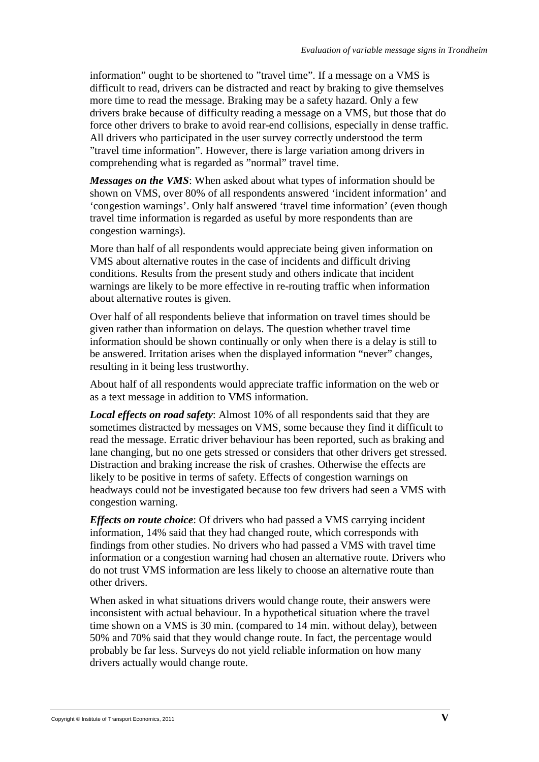information" ought to be shortened to "travel time". If a message on a VMS is difficult to read, drivers can be distracted and react by braking to give themselves more time to read the message. Braking may be a safety hazard. Only a few drivers brake because of difficulty reading a message on a VMS, but those that do force other drivers to brake to avoid rear-end collisions, especially in dense traffic. All drivers who participated in the user survey correctly understood the term "travel time information". However, there is large variation among drivers in comprehending what is regarded as "normal" travel time.

***Messages on the VMS***: When asked about what types of information should be shown on VMS, over 80% of all respondents answered 'incident information' and 'congestion warnings'. Only half answered 'travel time information' (even though travel time information is regarded as useful by more respondents than are congestion warnings).

More than half of all respondents would appreciate being given information on VMS about alternative routes in the case of incidents and difficult driving conditions. Results from the present study and others indicate that incident warnings are likely to be more effective in re-routing traffic when information about alternative routes is given.

Over half of all respondents believe that information on travel times should be given rather than information on delays. The question whether travel time information should be shown continually or only when there is a delay is still to be answered. Irritation arises when the displayed information "never" changes, resulting in it being less trustworthy.

About half of all respondents would appreciate traffic information on the web or as a text message in addition to VMS information.

***Local effects on road safety***: Almost 10% of all respondents said that they are sometimes distracted by messages on VMS, some because they find it difficult to read the message. Erratic driver behaviour has been reported, such as braking and lane changing, but no one gets stressed or considers that other drivers get stressed. Distraction and braking increase the risk of crashes. Otherwise the effects are likely to be positive in terms of safety. Effects of congestion warnings on headways could not be investigated because too few drivers had seen a VMS with congestion warning.

***Effects on route choice***: Of drivers who had passed a VMS carrying incident information, 14% said that they had changed route, which corresponds with findings from other studies. No drivers who had passed a VMS with travel time information or a congestion warning had chosen an alternative route. Drivers who do not trust VMS information are less likely to choose an alternative route than other drivers.

When asked in what situations drivers would change route, their answers were inconsistent with actual behaviour. In a hypothetical situation where the travel time shown on a VMS is 30 min. (compared to 14 min. without delay), between 50% and 70% said that they would change route. In fact, the percentage would probably be far less. Surveys do not yield reliable information on how many drivers actually would change route.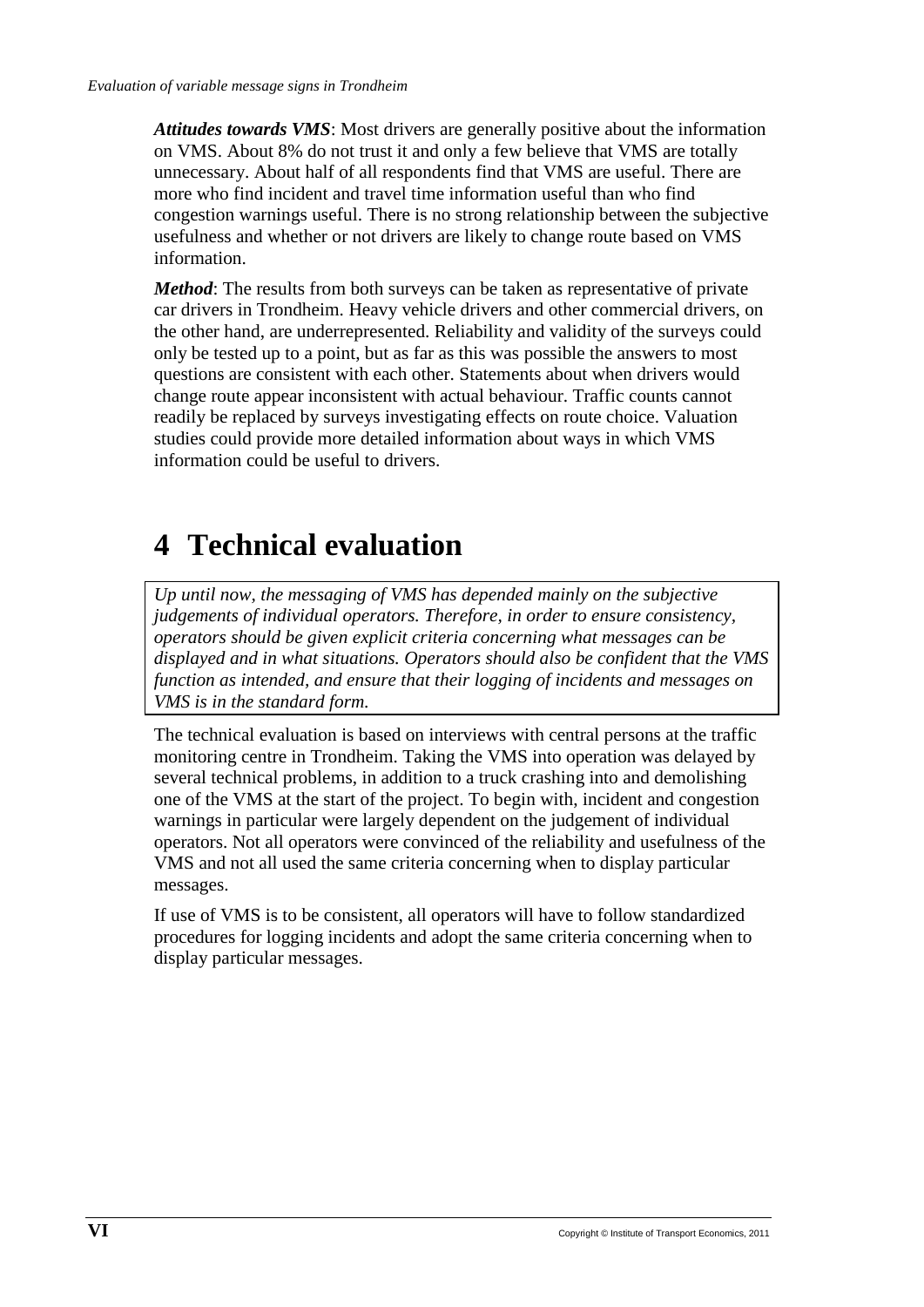***Attitudes towards VMS***: Most drivers are generally positive about the information on VMS. About 8% do not trust it and only a few believe that VMS are totally unnecessary. About half of all respondents find that VMS are useful. There are more who find incident and travel time information useful than who find congestion warnings useful. There is no strong relationship between the subjective usefulness and whether or not drivers are likely to change route based on VMS information.

***Method***: The results from both surveys can be taken as representative of private car drivers in Trondheim. Heavy vehicle drivers and other commercial drivers, on the other hand, are underrepresented. Reliability and validity of the surveys could only be tested up to a point, but as far as this was possible the answers to most questions are consistent with each other. Statements about when drivers would change route appear inconsistent with actual behaviour. Traffic counts cannot readily be replaced by surveys investigating effects on route choice. Valuation studies could provide more detailed information about ways in which VMS information could be useful to drivers.

# 4 Technical evaluation

*Up until now, the messaging of VMS has depended mainly on the subjective judgements of individual operators. Therefore, in order to ensure consistency, operators should be given explicit criteria concerning what messages can be displayed and in what situations. Operators should also be confident that the VMS function as intended, and ensure that their logging of incidents and messages on VMS is in the standard form.*

The technical evaluation is based on interviews with central persons at the traffic monitoring centre in Trondheim. Taking the VMS into operation was delayed by several technical problems, in addition to a truck crashing into and demolishing one of the VMS at the start of the project. To begin with, incident and congestion warnings in particular were largely dependent on the judgement of individual operators. Not all operators were convinced of the reliability and usefulness of the VMS and not all used the same criteria concerning when to display particular messages.

If use of VMS is to be consistent, all operators will have to follow standardized procedures for logging incidents and adopt the same criteria concerning when to display particular messages.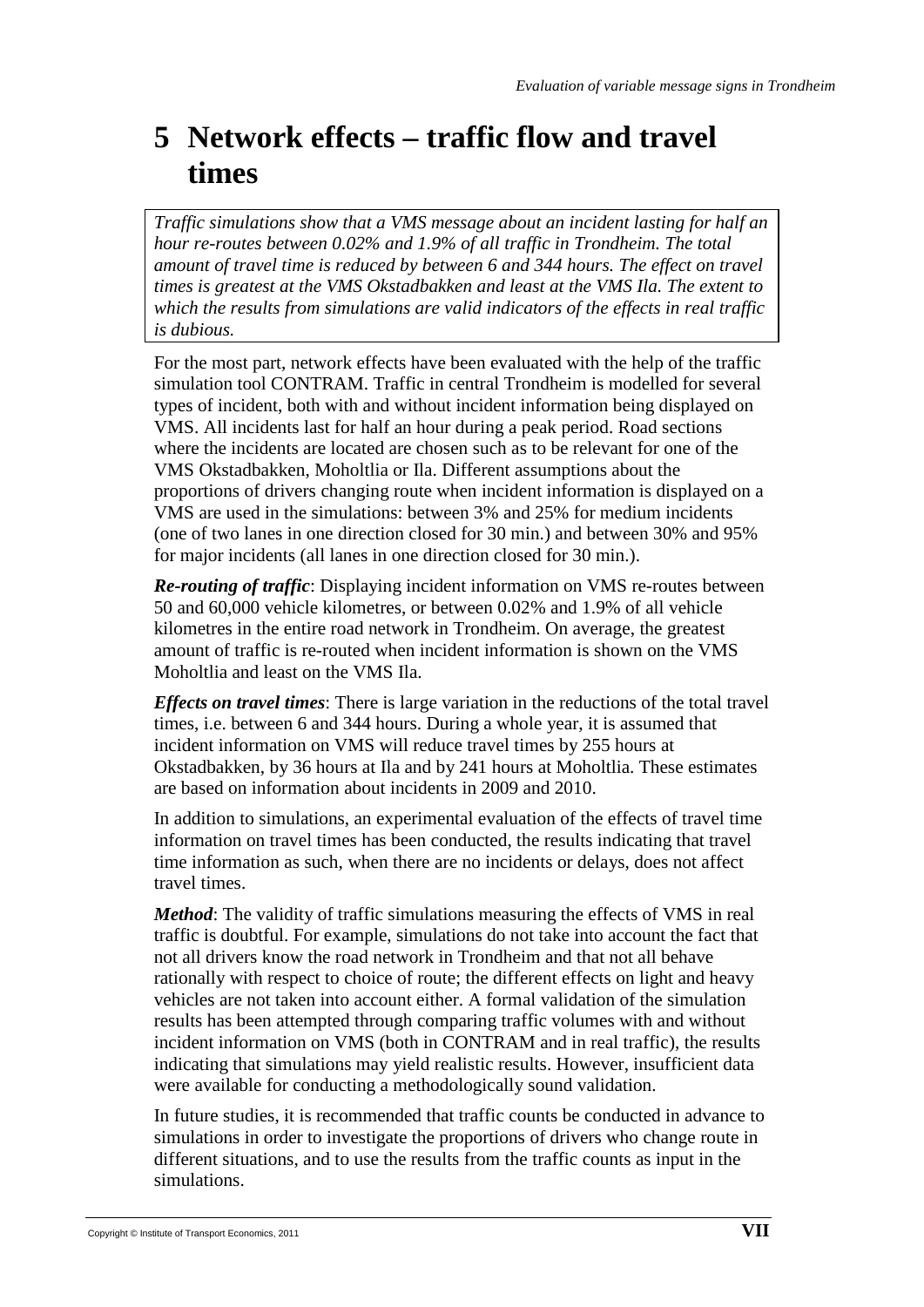# 5 Network effects – traffic flow and travel times

*Traffic simulations show that a VMS message about an incident lasting for half an hour re-routes between 0.02% and 1.9% of all traffic in Trondheim. The total amount of travel time is reduced by between 6 and 344 hours. The effect on travel times is greatest at the VMS Okstadbakken and least at the VMS Ila. The extent to which the results from simulations are valid indicators of the effects in real traffic is dubious.*

For the most part, network effects have been evaluated with the help of the traffic simulation tool CONTRAM. Traffic in central Trondheim is modelled for several types of incident, both with and without incident information being displayed on VMS. All incidents last for half an hour during a peak period. Road sections where the incidents are located are chosen such as to be relevant for one of the VMS Okstadbakken, Moholtlia or Ila. Different assumptions about the proportions of drivers changing route when incident information is displayed on a VMS are used in the simulations: between 3% and 25% for medium incidents (one of two lanes in one direction closed for 30 min.) and between 30% and 95% for major incidents (all lanes in one direction closed for 30 min.).

***Re-routing of traffic***: Displaying incident information on VMS re-routes between 50 and 60,000 vehicle kilometres, or between 0.02% and 1.9% of all vehicle kilometres in the entire road network in Trondheim. On average, the greatest amount of traffic is re-routed when incident information is shown on the VMS Moholtlia and least on the VMS Ila.

***Effects on travel times***: There is large variation in the reductions of the total travel times, i.e. between 6 and 344 hours. During a whole year, it is assumed that incident information on VMS will reduce travel times by 255 hours at Okstadbakken, by 36 hours at Ila and by 241 hours at Moholtlia. These estimates are based on information about incidents in 2009 and 2010.

In addition to simulations, an experimental evaluation of the effects of travel time information on travel times has been conducted, the results indicating that travel time information as such, when there are no incidents or delays, does not affect travel times.

***Method***: The validity of traffic simulations measuring the effects of VMS in real traffic is doubtful. For example, simulations do not take into account the fact that not all drivers know the road network in Trondheim and that not all behave rationally with respect to choice of route; the different effects on light and heavy vehicles are not taken into account either. A formal validation of the simulation results has been attempted through comparing traffic volumes with and without incident information on VMS (both in CONTRAM and in real traffic), the results indicating that simulations may yield realistic results. However, insufficient data were available for conducting a methodologically sound validation.

In future studies, it is recommended that traffic counts be conducted in advance to simulations in order to investigate the proportions of drivers who change route in different situations, and to use the results from the traffic counts as input in the simulations.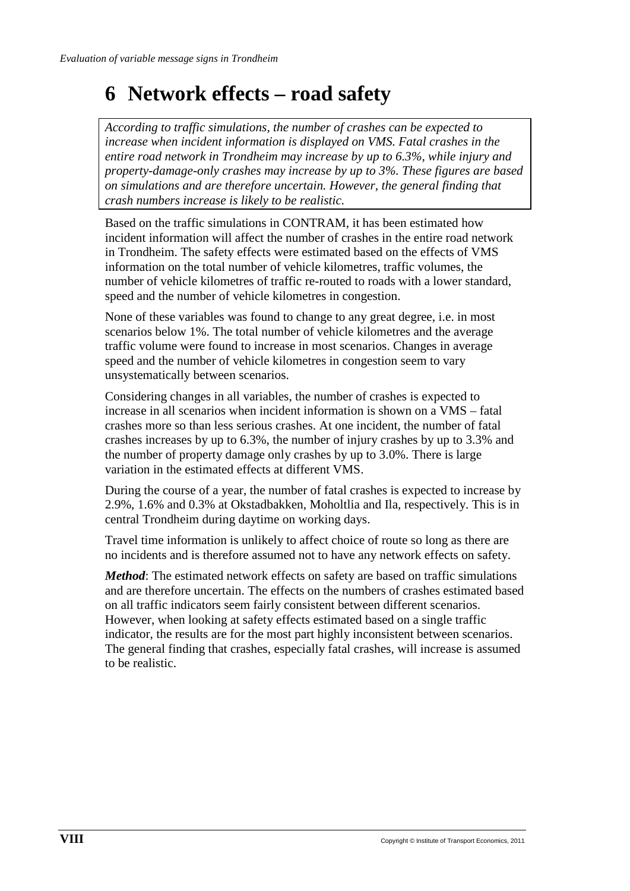# 6 Network effects – road safety

*According to traffic simulations, the number of crashes can be expected to increase when incident information is displayed on VMS. Fatal crashes in the entire road network in Trondheim may increase by up to 6.3%, while injury and property-damage-only crashes may increase by up to 3%. These figures are based on simulations and are therefore uncertain. However, the general finding that crash numbers increase is likely to be realistic.*

Based on the traffic simulations in CONTRAM, it has been estimated how incident information will affect the number of crashes in the entire road network in Trondheim. The safety effects were estimated based on the effects of VMS information on the total number of vehicle kilometres, traffic volumes, the number of vehicle kilometres of traffic re-routed to roads with a lower standard, speed and the number of vehicle kilometres in congestion.

None of these variables was found to change to any great degree, i.e. in most scenarios below 1%. The total number of vehicle kilometres and the average traffic volume were found to increase in most scenarios. Changes in average speed and the number of vehicle kilometres in congestion seem to vary unsystematically between scenarios.

Considering changes in all variables, the number of crashes is expected to increase in all scenarios when incident information is shown on a VMS – fatal crashes more so than less serious crashes. At one incident, the number of fatal crashes increases by up to 6.3%, the number of injury crashes by up to 3.3% and the number of property damage only crashes by up to 3.0%. There is large variation in the estimated effects at different VMS.

During the course of a year, the number of fatal crashes is expected to increase by 2.9%, 1.6% and 0.3% at Okstadbakken, Moholtlia and Ila, respectively. This is in central Trondheim during daytime on working days.

Travel time information is unlikely to affect choice of route so long as there are no incidents and is therefore assumed not to have any network effects on safety.

***Method***: The estimated network effects on safety are based on traffic simulations and are therefore uncertain. The effects on the numbers of crashes estimated based on all traffic indicators seem fairly consistent between different scenarios. However, when looking at safety effects estimated based on a single traffic indicator, the results are for the most part highly inconsistent between scenarios. The general finding that crashes, especially fatal crashes, will increase is assumed to be realistic.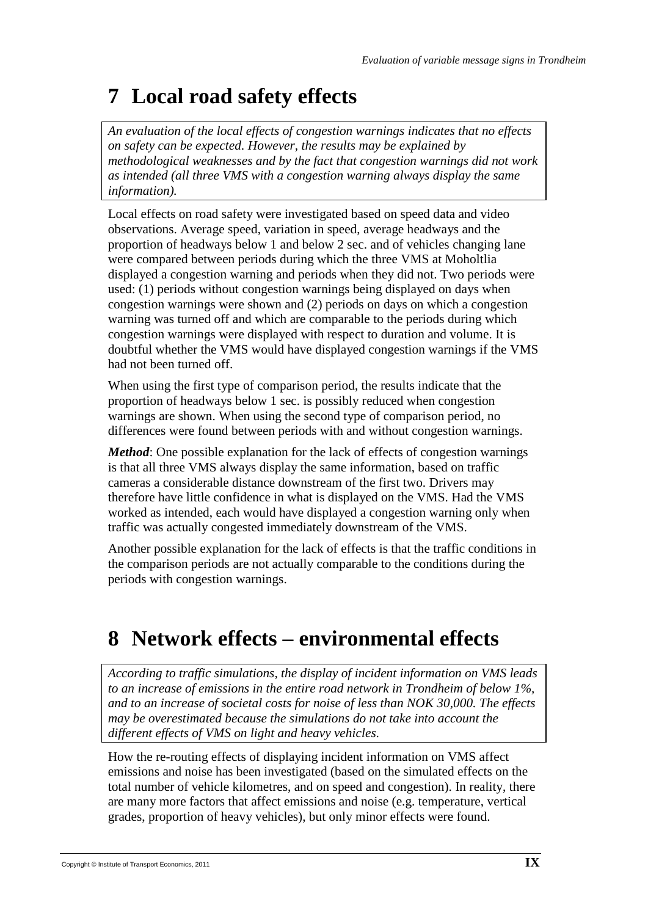# 7 Local road safety effects

*An evaluation of the local effects of congestion warnings indicates that no effects on safety can be expected. However, the results may be explained by methodological weaknesses and by the fact that congestion warnings did not work as intended (all three VMS with a congestion warning always display the same information).*

Local effects on road safety were investigated based on speed data and video observations. Average speed, variation in speed, average headways and the proportion of headways below 1 and below 2 sec. and of vehicles changing lane were compared between periods during which the three VMS at Moholtlia displayed a congestion warning and periods when they did not. Two periods were used: (1) periods without congestion warnings being displayed on days when congestion warnings were shown and (2) periods on days on which a congestion warning was turned off and which are comparable to the periods during which congestion warnings were displayed with respect to duration and volume. It is doubtful whether the VMS would have displayed congestion warnings if the VMS had not been turned off.

When using the first type of comparison period, the results indicate that the proportion of headways below 1 sec. is possibly reduced when congestion warnings are shown. When using the second type of comparison period, no differences were found between periods with and without congestion warnings.

***Method***: One possible explanation for the lack of effects of congestion warnings is that all three VMS always display the same information, based on traffic cameras a considerable distance downstream of the first two. Drivers may therefore have little confidence in what is displayed on the VMS. Had the VMS worked as intended, each would have displayed a congestion warning only when traffic was actually congested immediately downstream of the VMS.

Another possible explanation for the lack of effects is that the traffic conditions in the comparison periods are not actually comparable to the conditions during the periods with congestion warnings.

# 8 Network effects – environmental effects

*According to traffic simulations, the display of incident information on VMS leads to an increase of emissions in the entire road network in Trondheim of below 1%, and to an increase of societal costs for noise of less than NOK 30,000. The effects may be overestimated because the simulations do not take into account the different effects of VMS on light and heavy vehicles.*

How the re-routing effects of displaying incident information on VMS affect emissions and noise has been investigated (based on the simulated effects on the total number of vehicle kilometres, and on speed and congestion). In reality, there are many more factors that affect emissions and noise (e.g. temperature, vertical grades, proportion of heavy vehicles), but only minor effects were found.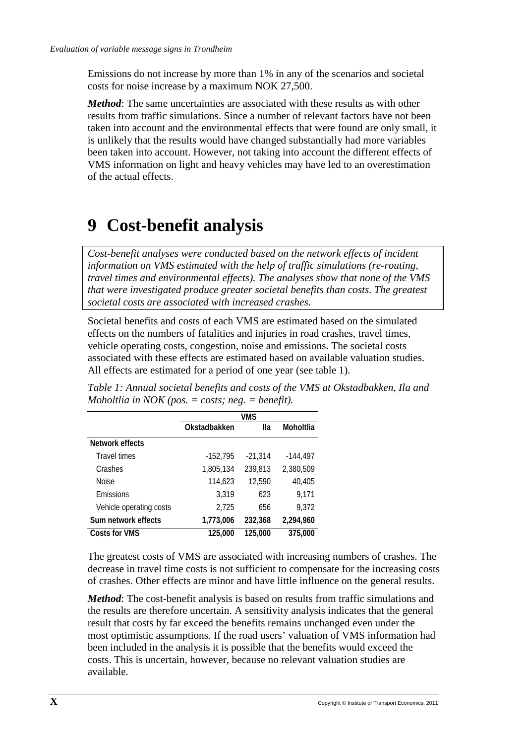Emissions do not increase by more than 1% in any of the scenarios and societal costs for noise increase by a maximum NOK 27,500.

***Method***: The same uncertainties are associated with these results as with other results from traffic simulations. Since a number of relevant factors have not been taken into account and the environmental effects that were found are only small, it is unlikely that the results would have changed substantially had more variables been taken into account. However, not taking into account the different effects of VMS information on light and heavy vehicles may have led to an overestimation of the actual effects.

# 9 Cost-benefit analysis

*Cost-benefit analyses were conducted based on the network effects of incident information on VMS estimated with the help of traffic simulations (re-routing, travel times and environmental effects). The analyses show that none of the VMS that were investigated produce greater societal benefits than costs. The greatest societal costs are associated with increased crashes.*

Societal benefits and costs of each VMS are estimated based on the simulated effects on the numbers of fatalities and injuries in road crashes, travel times, vehicle operating costs, congestion, noise and emissions. The societal costs associated with these effects are estimated based on available valuation studies. All effects are estimated for a period of one year (see table 1).

*Table 1: Annual societal benefits and costs of the VMS at Okstadbakken, Ila and Moholtlia in NOK (pos. = costs; neg. = benefit).*

| | VMS | | |
|---|---|---|---|
| | Okstadbakken | Ila | Moholtlia |
| **Network effects** | | | |
| Travel times | -152,795 | -21,314 | -144,497 |
| Crashes | 1,805,134 | 239,813 | 2,380,509 |
| Noise | 114,623 | 12,590 | 40,405 |
| Emissions | 3,319 | 623 | 9,171 |
| Vehicle operating costs | 2,725 | 656 | 9,372 |
| **Sum network effects** | **1,773,006** | **232,368** | **2,294,960** |
| **Costs for VMS** | **125,000** | **125,000** | **375,000** |

The greatest costs of VMS are associated with increasing numbers of crashes. The decrease in travel time costs is not sufficient to compensate for the increasing costs of crashes. Other effects are minor and have little influence on the general results.

***Method***: The cost-benefit analysis is based on results from traffic simulations and the results are therefore uncertain. A sensitivity analysis indicates that the general result that costs by far exceed the benefits remains unchanged even under the most optimistic assumptions. If the road users' valuation of VMS information had been included in the analysis it is possible that the benefits would exceed the costs. This is uncertain, however, because no relevant valuation studies are available.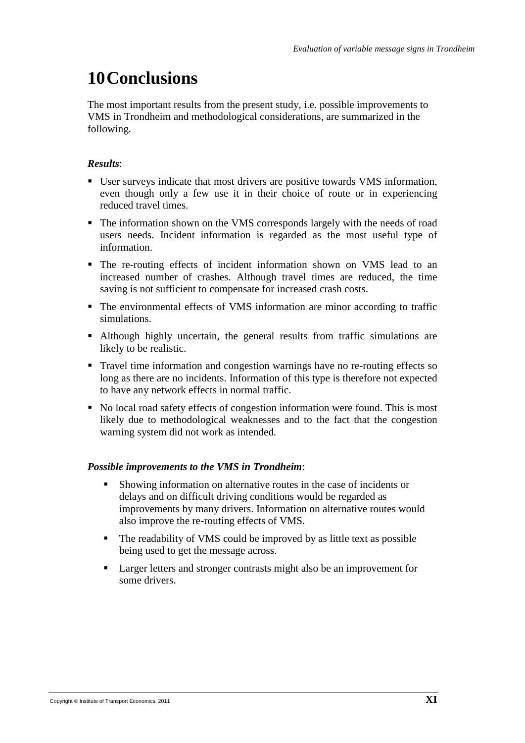# 10 Conclusions

The most important results from the present study, i.e. possible improvements to VMS in Trondheim and methodological considerations, are summarized in the following.

***Results***:

- User surveys indicate that most drivers are positive towards VMS information, even though only a few use it in their choice of route or in experiencing reduced travel times.
- The information shown on the VMS corresponds largely with the needs of road users needs. Incident information is regarded as the most useful type of information.
- The re-routing effects of incident information shown on VMS lead to an increased number of crashes. Although travel times are reduced, the time saving is not sufficient to compensate for increased crash costs.
- The environmental effects of VMS information are minor according to traffic simulations.
- Although highly uncertain, the general results from traffic simulations are likely to be realistic.
- Travel time information and congestion warnings have no re-routing effects so long as there are no incidents. Information of this type is therefore not expected to have any network effects in normal traffic.
- No local road safety effects of congestion information were found. This is most likely due to methodological weaknesses and to the fact that the congestion warning system did not work as intended.

***Possible improvements to the VMS in Trondheim***:

- Showing information on alternative routes in the case of incidents or delays and on difficult driving conditions would be regarded as improvements by many drivers. Information on alternative routes would also improve the re-routing effects of VMS.
- The readability of VMS could be improved by as little text as possible being used to get the message across.
- Larger letters and stronger contrasts might also be an improvement for some drivers.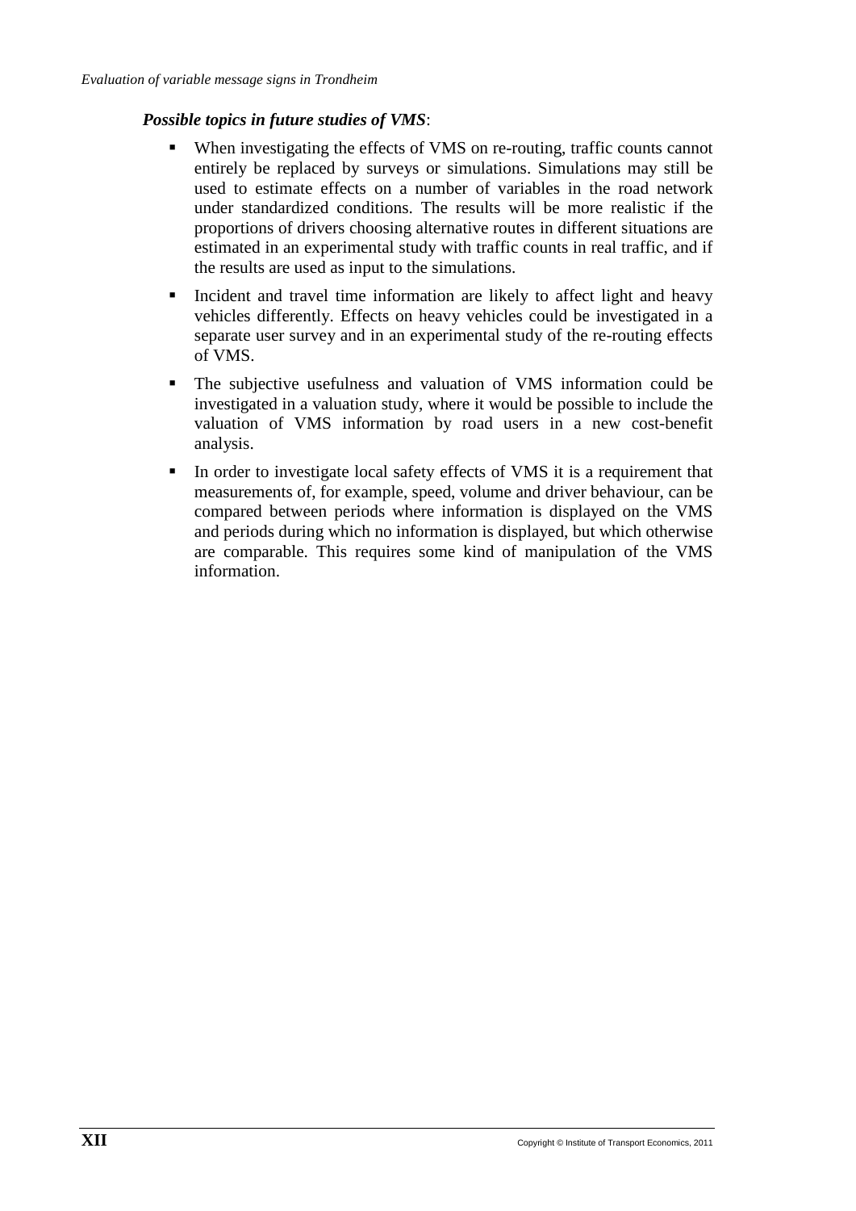***Possible topics in future studies of VMS***:

- When investigating the effects of VMS on re-routing, traffic counts cannot entirely be replaced by surveys or simulations. Simulations may still be used to estimate effects on a number of variables in the road network under standardized conditions. The results will be more realistic if the proportions of drivers choosing alternative routes in different situations are estimated in an experimental study with traffic counts in real traffic, and if the results are used as input to the simulations.
- Incident and travel time information are likely to affect light and heavy vehicles differently. Effects on heavy vehicles could be investigated in a separate user survey and in an experimental study of the re-routing effects of VMS.
- The subjective usefulness and valuation of VMS information could be investigated in a valuation study, where it would be possible to include the valuation of VMS information by road users in a new cost-benefit analysis.
- In order to investigate local safety effects of VMS it is a requirement that measurements of, for example, speed, volume and driver behaviour, can be compared between periods where information is displayed on the VMS and periods during which no information is displayed, but which otherwise are comparable. This requires some kind of manipulation of the VMS information.